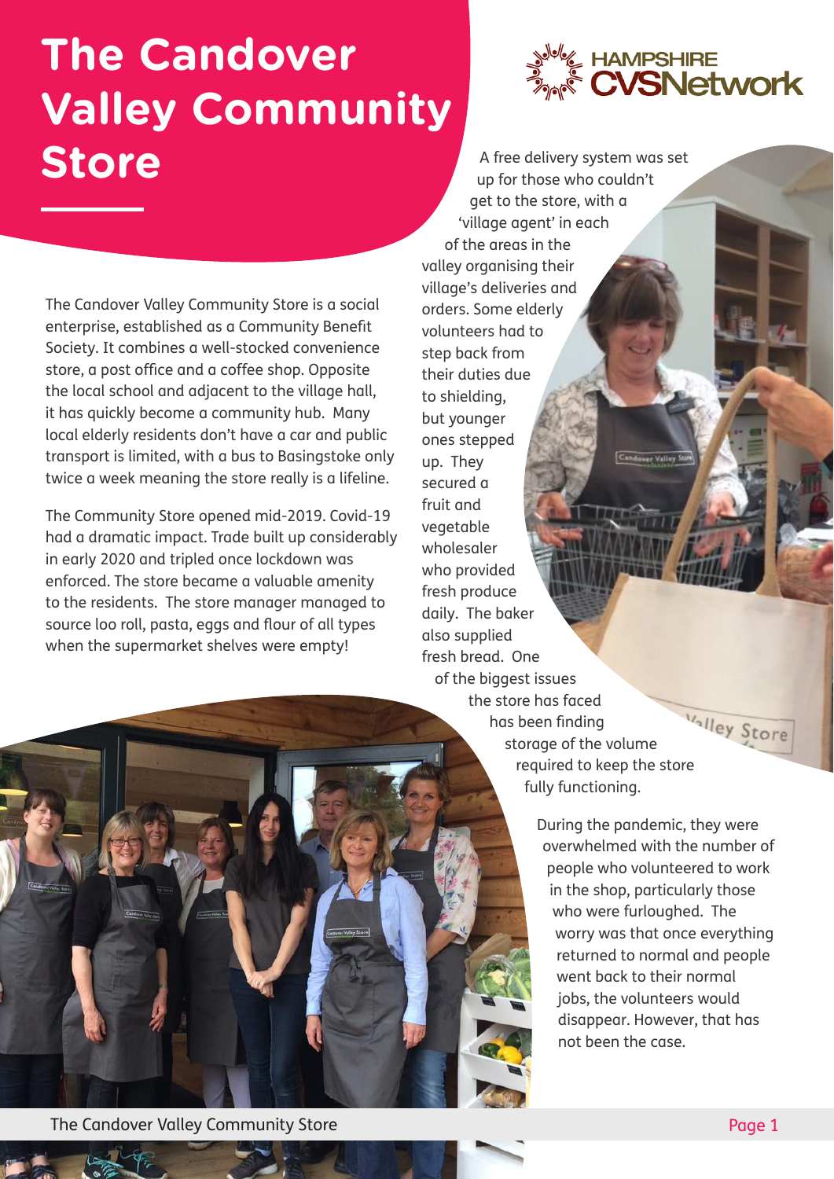# The Candover Valley Community Store

HAMPSHIRE CVSNetwork

The Candover Valley Community Store is a social enterprise, established as a Community Benefit Society. It combines a well-stocked convenience store, a post office and a coffee shop. Opposite the local school and adjacent to the village hall, it has quickly become a community hub. Many local elderly residents don't have a car and public transport is limited, with a bus to Basingstoke only twice a week meaning the store really is a lifeline.

The Community Store opened mid-2019. Covid-19 had a dramatic impact. Trade built up considerably in early 2020 and tripled once lockdown was enforced. The store became a valuable amenity to the residents. The store manager managed to source loo roll, pasta, eggs and flour of all types when the supermarket shelves were empty!

A free delivery system was set up for those who couldn't get to the store, with a 'village agent' in each of the areas in the valley organising their village's deliveries and orders. Some elderly volunteers had to step back from their duties due to shielding, but younger ones stepped up. They secured a fruit and vegetable wholesaler who provided fresh produce daily. The baker also supplied fresh bread. One of the biggest issues the store has faced has been finding storage of the volume required to keep the store fully functioning.

During the pandemic, they were overwhelmed with the number of people who volunteered to work in the shop, particularly those who were furloughed. The worry was that once everything returned to normal and people went back to their normal jobs, the volunteers would disappear. However, that has not been the case.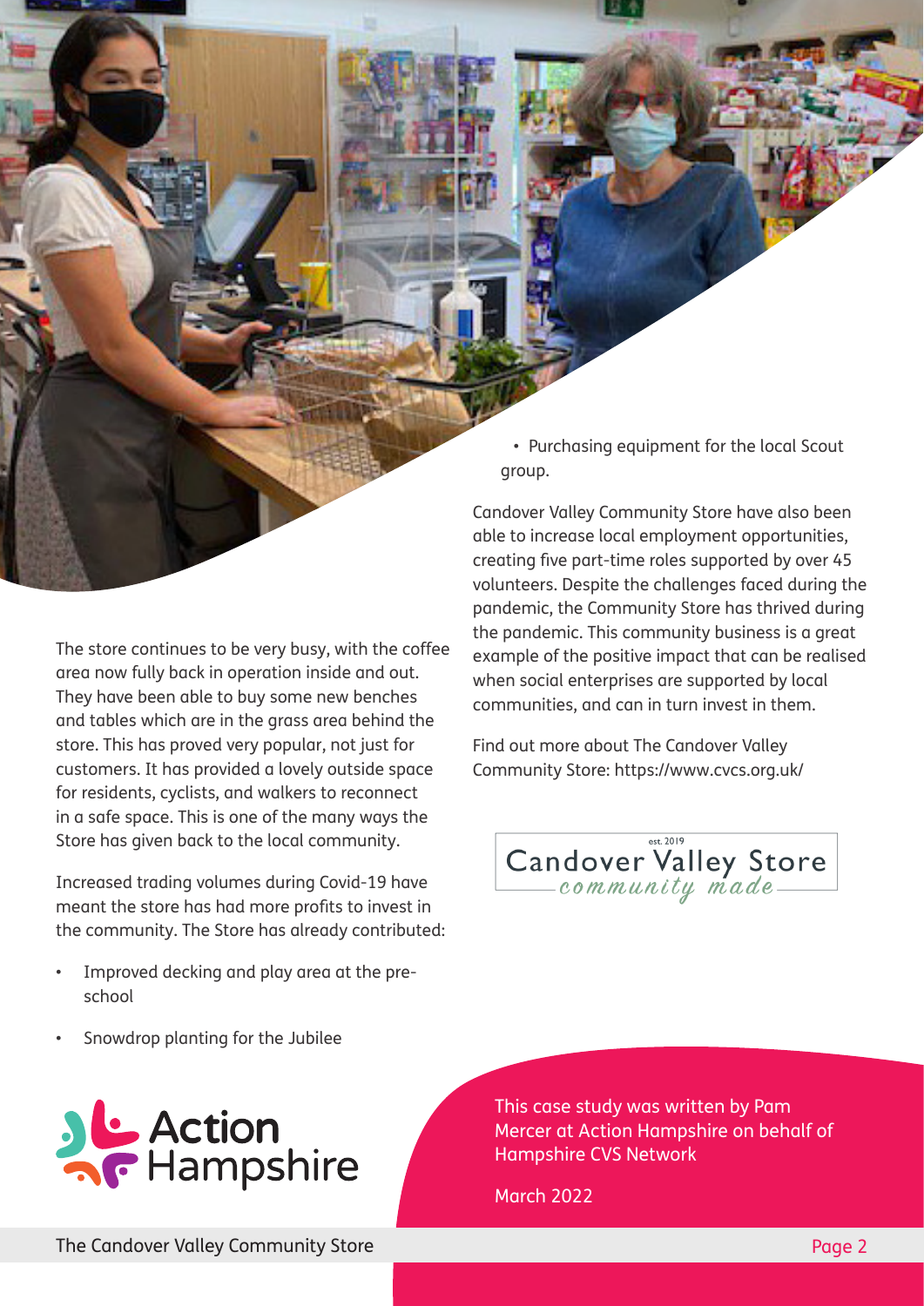The store continues to be very busy, with the coffee area now fully back in operation inside and out. They have been able to buy some new benches and tables which are in the grass area behind the store. This has proved very popular, not just for customers. It has provided a lovely outside space for residents, cyclists, and walkers to reconnect in a safe space. This is one of the many ways the Store has given back to the local community.

Increased trading volumes during Covid-19 have meant the store has had more profits to invest in the community. The Store has already contributed:

- Improved decking and play area at the pre-school
- Snowdrop planting for the Jubilee
- Purchasing equipment for the local Scout group.

Candover Valley Community Store have also been able to increase local employment opportunities, creating five part-time roles supported by over 45 volunteers. Despite the challenges faced during the pandemic, the Community Store has thrived during the pandemic. This community business is a great example of the positive impact that can be realised when social enterprises are supported by local communities, and can in turn invest in them.

Find out more about The Candover Valley Community Store: https://www.cvcs.org.uk/

est. 2019
Candover Valley Store
community made

Action Hampshire

This case study was written by Pam Mercer at Action Hampshire on behalf of Hampshire CVS Network

March 2022